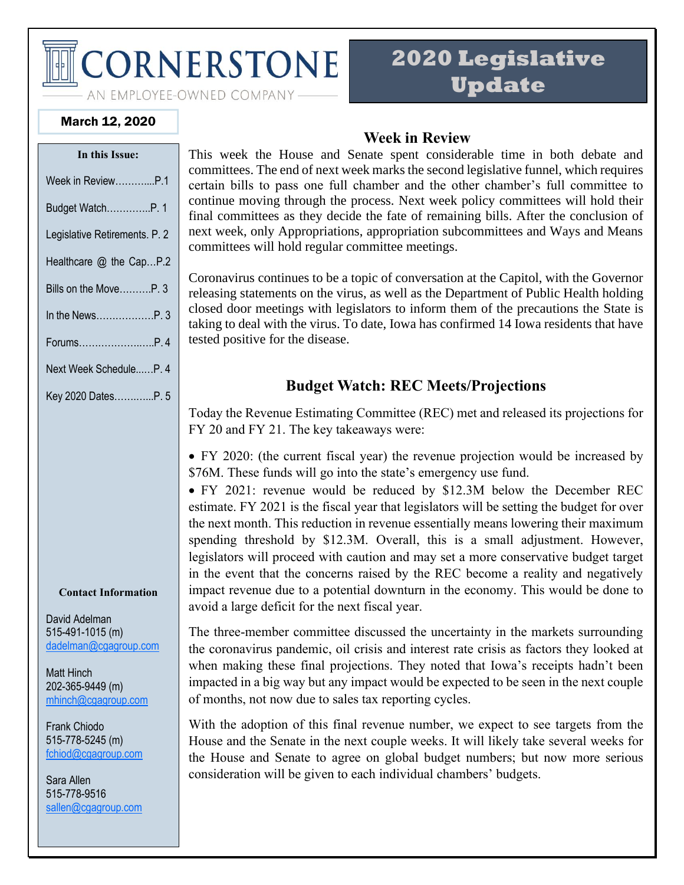# CORNERSTONE

AN EMPLOYEE-OWNED COMPANY

# 2020 Legislative Update

**March 12, 2020**

**In this Issue:**

- Week in Review……….....P.1
- Budget Watch…………..P. 1
- Legislative Retirements. P. 2
- Healthcare @ the Cap…P.2
- Bills on the Move……….P. 3
- In the News………………P. 3
- Forums………………..….P. 4
- Next Week Schedule......P. 4
- Key 2020 Dates………...P. 5

**Contact Information**

David Adelman
515-491-1015 (m)
dadelman@cgagroup.com

Matt Hinch
202-365-9449 (m)
mhinch@cgagroup.com

Frank Chiodo
515-778-5245 (m)
fchiod@cgagroup.com

Sara Allen
515-778-9516
sallen@cgagroup.com

## Week in Review

This week the House and Senate spent considerable time in both debate and committees. The end of next week marks the second legislative funnel, which requires certain bills to pass one full chamber and the other chamber's full committee to continue moving through the process. Next week policy committees will hold their final committees as they decide the fate of remaining bills. After the conclusion of next week, only Appropriations, appropriation subcommittees and Ways and Means committees will hold regular committee meetings.

Coronavirus continues to be a topic of conversation at the Capitol, with the Governor releasing statements on the virus, as well as the Department of Public Health holding closed door meetings with legislators to inform them of the precautions the State is taking to deal with the virus. To date, Iowa has confirmed 14 Iowa residents that have tested positive for the disease.

## Budget Watch: REC Meets/Projections

Today the Revenue Estimating Committee (REC) met and released its projections for FY 20 and FY 21. The key takeaways were:

- FY 2020: (the current fiscal year) the revenue projection would be increased by \$76M. These funds will go into the state's emergency use fund.
- FY 2021: revenue would be reduced by \$12.3M below the December REC estimate. FY 2021 is the fiscal year that legislators will be setting the budget for over the next month. This reduction in revenue essentially means lowering their maximum spending threshold by \$12.3M. Overall, this is a small adjustment. However, legislators will proceed with caution and may set a more conservative budget target in the event that the concerns raised by the REC become a reality and negatively impact revenue due to a potential downturn in the economy. This would be done to avoid a large deficit for the next fiscal year.

The three-member committee discussed the uncertainty in the markets surrounding the coronavirus pandemic, oil crisis and interest rate crisis as factors they looked at when making these final projections. They noted that Iowa's receipts hadn't been impacted in a big way but any impact would be expected to be seen in the next couple of months, not now due to sales tax reporting cycles.

With the adoption of this final revenue number, we expect to see targets from the House and the Senate in the next couple weeks. It will likely take several weeks for the House and Senate to agree on global budget numbers; but now more serious consideration will be given to each individual chambers' budgets.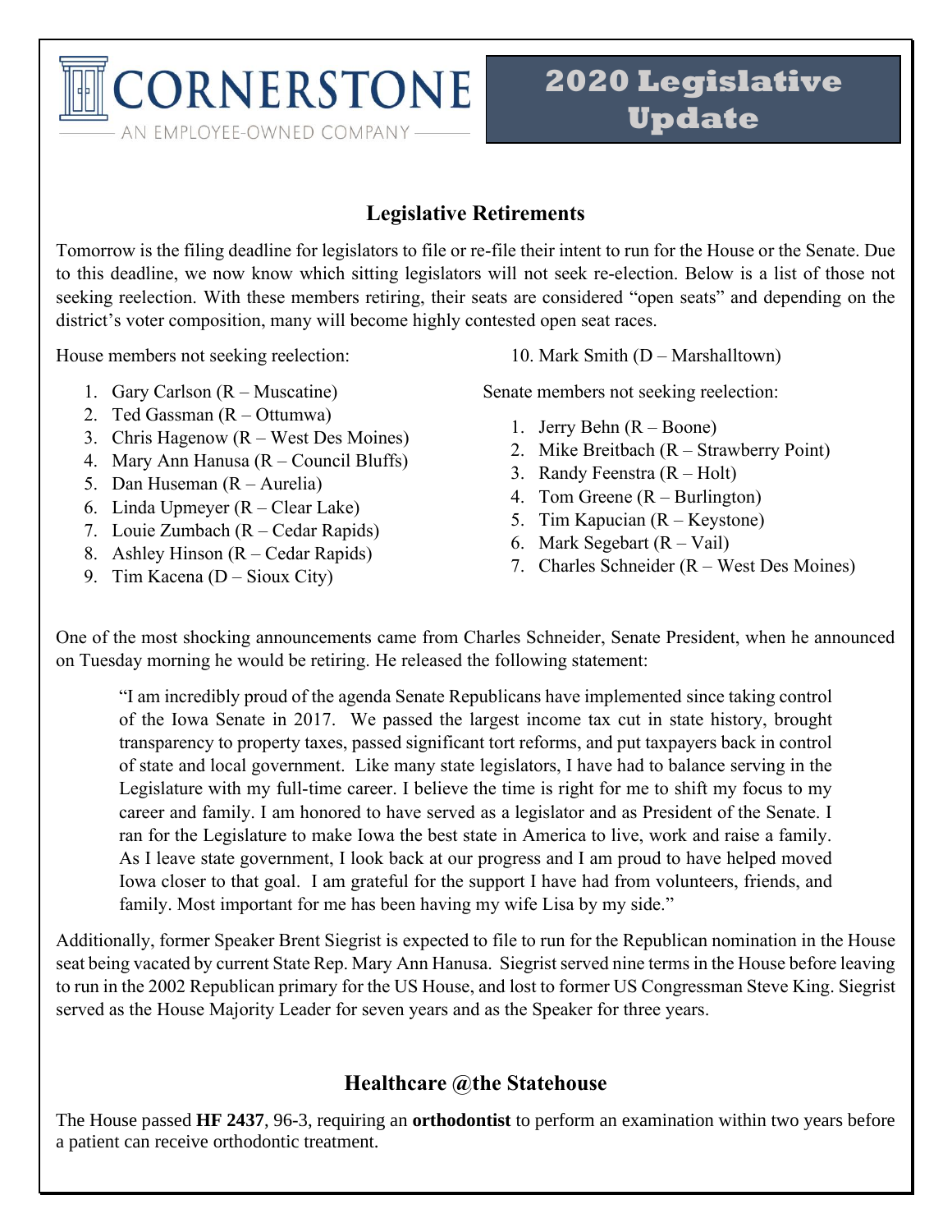# CORNERSTONE

AN EMPLOYEE-OWNED COMPANY

# 2020 Legislative Update

## Legislative Retirements

Tomorrow is the filing deadline for legislators to file or re-file their intent to run for the House or the Senate. Due to this deadline, we now know which sitting legislators will not seek re-election. Below is a list of those not seeking reelection. With these members retiring, their seats are considered "open seats" and depending on the district's voter composition, many will become highly contested open seat races.

House members not seeking reelection:

1. Gary Carlson (R – Muscatine)
2. Ted Gassman (R – Ottumwa)
3. Chris Hagenow (R – West Des Moines)
4. Mary Ann Hanusa (R – Council Bluffs)
5. Dan Huseman (R – Aurelia)
6. Linda Upmeyer (R – Clear Lake)
7. Louie Zumbach (R – Cedar Rapids)
8. Ashley Hinson (R – Cedar Rapids)
9. Tim Kacena (D – Sioux City)
10. Mark Smith (D – Marshalltown)

Senate members not seeking reelection:

1. Jerry Behn (R – Boone)
2. Mike Breitbach (R – Strawberry Point)
3. Randy Feenstra (R – Holt)
4. Tom Greene (R – Burlington)
5. Tim Kapucian (R – Keystone)
6. Mark Segebart (R – Vail)
7. Charles Schneider (R – West Des Moines)

One of the most shocking announcements came from Charles Schneider, Senate President, when he announced on Tuesday morning he would be retiring. He released the following statement:

> "I am incredibly proud of the agenda Senate Republicans have implemented since taking control of the Iowa Senate in 2017. We passed the largest income tax cut in state history, brought transparency to property taxes, passed significant tort reforms, and put taxpayers back in control of state and local government. Like many state legislators, I have had to balance serving in the Legislature with my full-time career. I believe the time is right for me to shift my focus to my career and family. I am honored to have served as a legislator and as President of the Senate. I ran for the Legislature to make Iowa the best state in America to live, work and raise a family. As I leave state government, I look back at our progress and I am proud to have helped moved Iowa closer to that goal. I am grateful for the support I have had from volunteers, friends, and family. Most important for me has been having my wife Lisa by my side."

Additionally, former Speaker Brent Siegrist is expected to file to run for the Republican nomination in the House seat being vacated by current State Rep. Mary Ann Hanusa. Siegrist served nine terms in the House before leaving to run in the 2002 Republican primary for the US House, and lost to former US Congressman Steve King. Siegrist served as the House Majority Leader for seven years and as the Speaker for three years.

## Healthcare @the Statehouse

The House passed **HF 2437**, 96-3, requiring an **orthodontist** to perform an examination within two years before a patient can receive orthodontic treatment.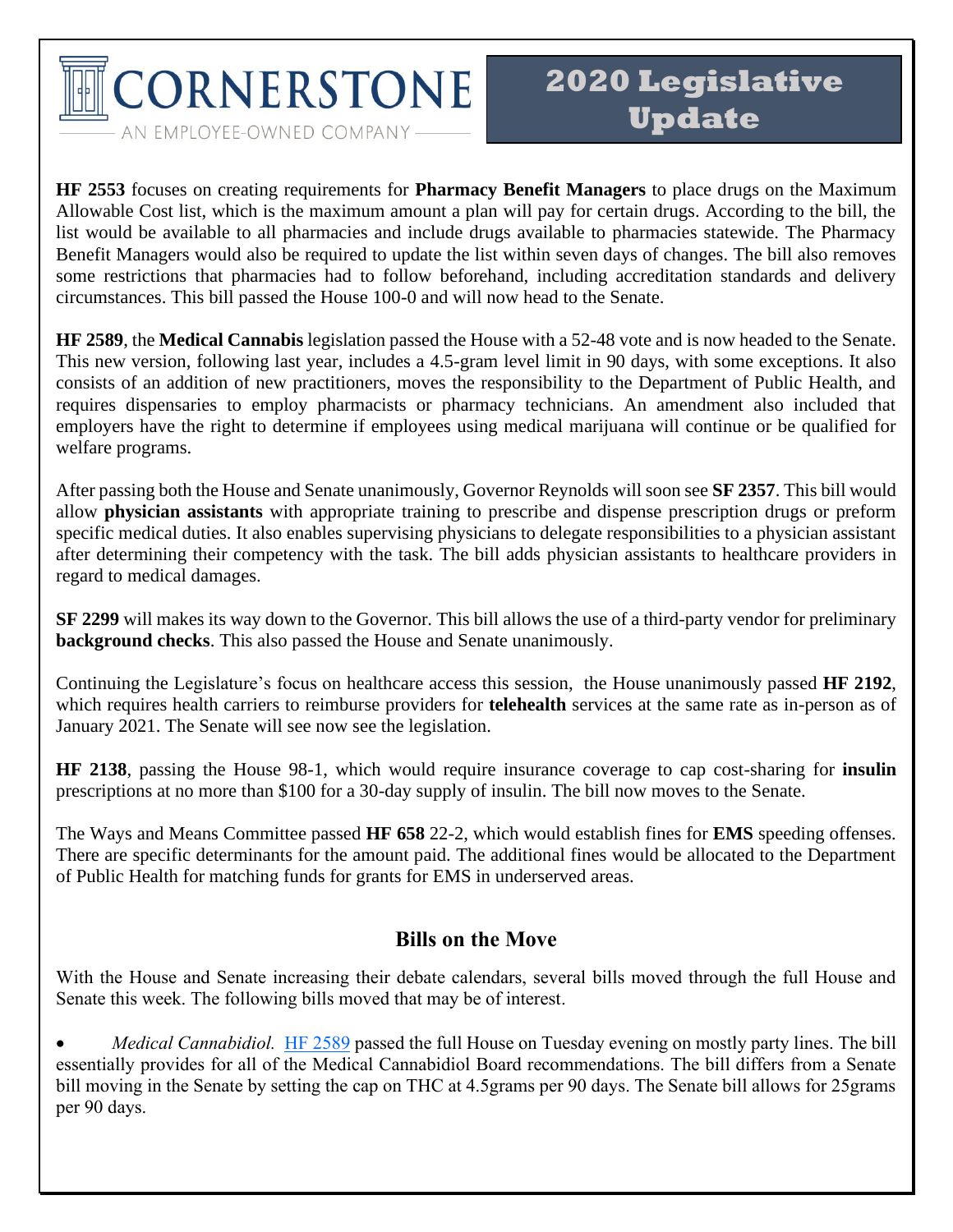# CORNERSTONE

AN EMPLOYEE-OWNED COMPANY

## 2020 Legislative Update

**HF 2553** focuses on creating requirements for **Pharmacy Benefit Managers** to place drugs on the Maximum Allowable Cost list, which is the maximum amount a plan will pay for certain drugs. According to the bill, the list would be available to all pharmacies and include drugs available to pharmacies statewide. The Pharmacy Benefit Managers would also be required to update the list within seven days of changes. The bill also removes some restrictions that pharmacies had to follow beforehand, including accreditation standards and delivery circumstances. This bill passed the House 100-0 and will now head to the Senate.

**HF 2589**, the **Medical Cannabis** legislation passed the House with a 52-48 vote and is now headed to the Senate. This new version, following last year, includes a 4.5-gram level limit in 90 days, with some exceptions. It also consists of an addition of new practitioners, moves the responsibility to the Department of Public Health, and requires dispensaries to employ pharmacists or pharmacy technicians. An amendment also included that employers have the right to determine if employees using medical marijuana will continue or be qualified for welfare programs.

After passing both the House and Senate unanimously, Governor Reynolds will soon see **SF 2357**. This bill would allow **physician assistants** with appropriate training to prescribe and dispense prescription drugs or preform specific medical duties. It also enables supervising physicians to delegate responsibilities to a physician assistant after determining their competency with the task. The bill adds physician assistants to healthcare providers in regard to medical damages.

**SF 2299** will makes its way down to the Governor. This bill allows the use of a third-party vendor for preliminary **background checks**. This also passed the House and Senate unanimously.

Continuing the Legislature's focus on healthcare access this session, the House unanimously passed **HF 2192**, which requires health carriers to reimburse providers for **telehealth** services at the same rate as in-person as of January 2021. The Senate will see now see the legislation.

**HF 2138**, passing the House 98-1, which would require insurance coverage to cap cost-sharing for **insulin** prescriptions at no more than $100 for a 30-day supply of insulin. The bill now moves to the Senate.

The Ways and Means Committee passed **HF 658** 22-2, which would establish fines for **EMS** speeding offenses. There are specific determinants for the amount paid. The additional fines would be allocated to the Department of Public Health for matching funds for grants for EMS in underserved areas.

### Bills on the Move

With the House and Senate increasing their debate calendars, several bills moved through the full House and Senate this week. The following bills moved that may be of interest.

- *Medical Cannabidiol.* HF 2589 passed the full House on Tuesday evening on mostly party lines. The bill essentially provides for all of the Medical Cannabidiol Board recommendations. The bill differs from a Senate bill moving in the Senate by setting the cap on THC at 4.5grams per 90 days. The Senate bill allows for 25grams per 90 days.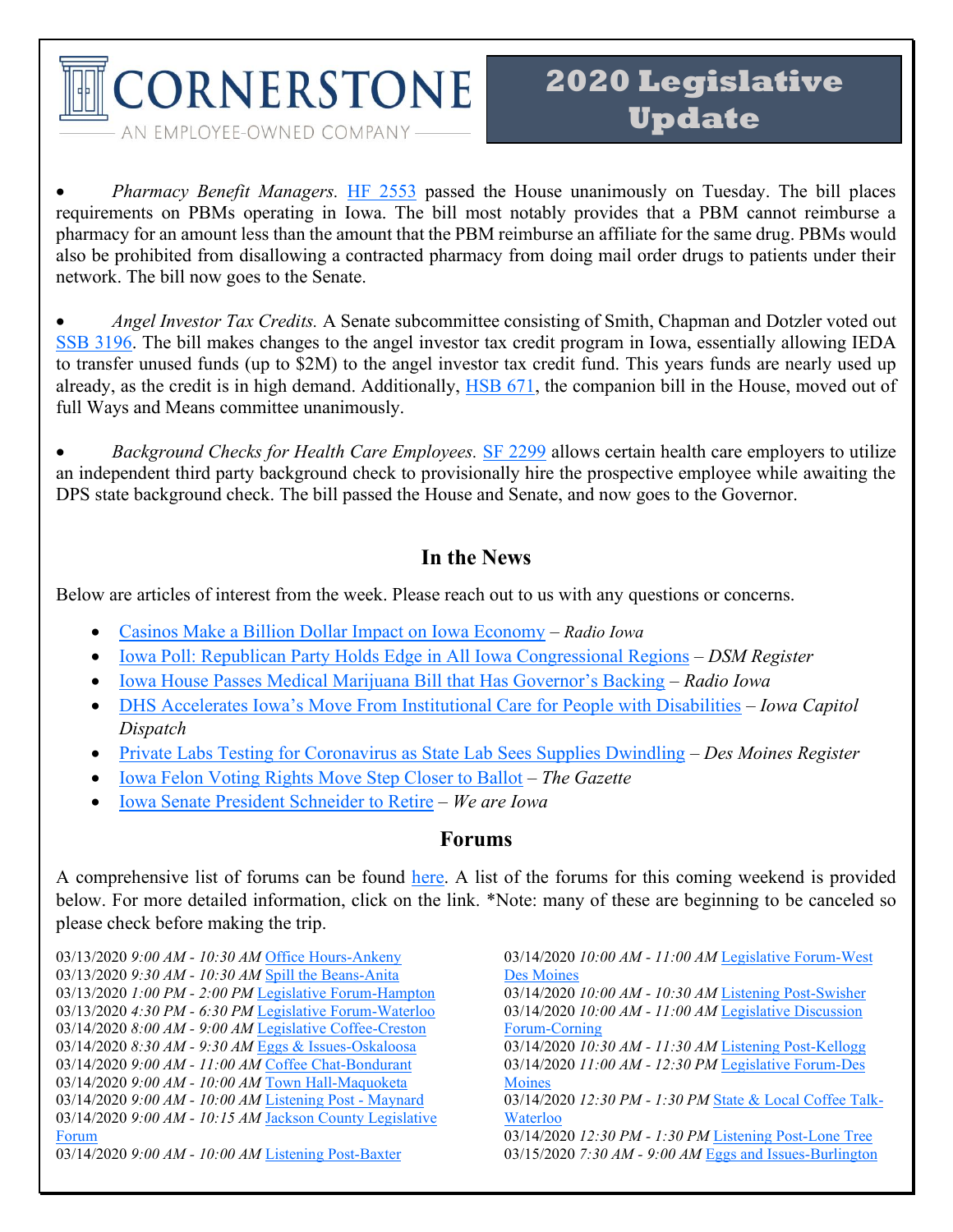- *Pharmacy Benefit Managers.* HF 2553 passed the House unanimously on Tuesday. The bill places requirements on PBMs operating in Iowa. The bill most notably provides that a PBM cannot reimburse a pharmacy for an amount less than the amount that the PBM reimburse an affiliate for the same drug. PBMs would also be prohibited from disallowing a contracted pharmacy from doing mail order drugs to patients under their network. The bill now goes to the Senate.

- *Angel Investor Tax Credits.* A Senate subcommittee consisting of Smith, Chapman and Dotzler voted out SSB 3196. The bill makes changes to the angel investor tax credit program in Iowa, essentially allowing IEDA to transfer unused funds (up to $2M) to the angel investor tax credit fund. This years funds are nearly used up already, as the credit is in high demand. Additionally, HSB 671, the companion bill in the House, moved out of full Ways and Means committee unanimously.

- *Background Checks for Health Care Employees.* SF 2299 allows certain health care employers to utilize an independent third party background check to provisionally hire the prospective employee while awaiting the DPS state background check. The bill passed the House and Senate, and now goes to the Governor.

## In the News

Below are articles of interest from the week. Please reach out to us with any questions or concerns.

- Casinos Make a Billion Dollar Impact on Iowa Economy – *Radio Iowa*
- Iowa Poll: Republican Party Holds Edge in All Iowa Congressional Regions – *DSM Register*
- Iowa House Passes Medical Marijuana Bill that Has Governor's Backing – *Radio Iowa*
- DHS Accelerates Iowa's Move From Institutional Care for People with Disabilities – *Iowa Capitol Dispatch*
- Private Labs Testing for Coronavirus as State Lab Sees Supplies Dwindling – *Des Moines Register*
- Iowa Felon Voting Rights Move Step Closer to Ballot – *The Gazette*
- Iowa Senate President Schneider to Retire – *We are Iowa*

## Forums

A comprehensive list of forums can be found here. A list of the forums for this coming weekend is provided below. For more detailed information, click on the link. *Note: many of these are beginning to be canceled so please check before making the trip.

03/13/2020 *9:00 AM - 10:30 AM* Office Hours-Ankeny
03/13/2020 *9:30 AM - 10:30 AM* Spill the Beans-Anita
03/13/2020 *1:00 PM - 2:00 PM* Legislative Forum-Hampton
03/13/2020 *4:30 PM - 6:30 PM* Legislative Forum-Waterloo
03/14/2020 *8:00 AM - 9:00 AM* Legislative Coffee-Creston
03/14/2020 *8:30 AM - 9:30 AM* Eggs & Issues-Oskaloosa
03/14/2020 *9:00 AM - 11:00 AM* Coffee Chat-Bondurant
03/14/2020 *9:00 AM - 10:00 AM* Town Hall-Maquoketa
03/14/2020 *9:00 AM - 10:00 AM* Listening Post - Maynard
03/14/2020 *9:00 AM - 10:15 AM* Jackson County Legislative Forum
03/14/2020 *9:00 AM - 10:00 AM* Listening Post-Baxter
03/14/2020 *10:00 AM - 11:00 AM* Legislative Forum-West Des Moines
03/14/2020 *10:00 AM - 10:30 AM* Listening Post-Swisher
03/14/2020 *10:00 AM - 11:00 AM* Legislative Discussion Forum-Corning
03/14/2020 *10:30 AM - 11:30 AM* Listening Post-Kellogg
03/14/2020 *11:00 AM - 12:30 PM* Legislative Forum-Des Moines
03/14/2020 *12:30 PM - 1:30 PM* State & Local Coffee Talk-Waterloo
03/14/2020 *12:30 PM - 1:30 PM* Listening Post-Lone Tree
03/15/2020 *7:30 AM - 9:00 AM* Eggs and Issues-Burlington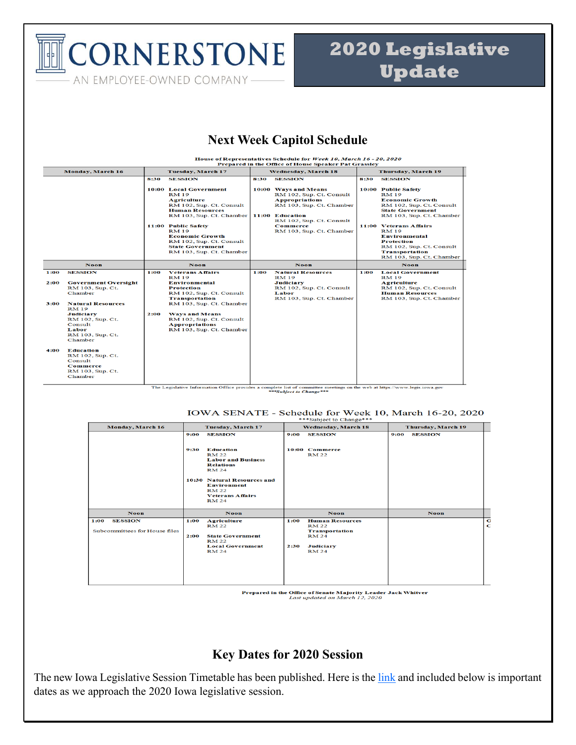# 2020 Legislative Update

## Next Week Capitol Schedule

**House of Representatives Schedule for *Week 10, March 16 - 20, 2020***
**Prepared in the Office of House Speaker Pat Grassley**

| Monday, March 16 | Tuesday, March 17 | Wednesday, March 18 | Thursday, March 19 |
|---|---|---|---|
| | 8:30 SESSION | 8:30 SESSION | 8:30 SESSION |
| | 10:00 **Local Government** RM 19; **Agriculture** RM 102, Sup. Ct. Consult; **Human Resources** RM 103, Sup. Ct. Chamber | 10:00 **Ways and Means** RM 102, Sup. Ct. Consult; **Appropriations** RM 103, Sup. Ct. Chamber | 10:00 **Public Safety** RM 19; **Economic Growth** RM 102, Sup. Ct. Consult; **State Government** RM 103, Sup. Ct. Chamber |
| | 11:00 **Public Safety** RM 19; **Economic Growth** RM 102, Sup. Ct. Consult; **State Government** RM 103, Sup. Ct. Chamber | 11:00 **Education** RM 102, Sup. Ct. Consult; **Commerce** RM 103, Sup. Ct. Chamber | 11:00 **Veterans Affairs** RM 19; **Environmental Protection** RM 102, Sup. Ct. Consult; **Transportation** RM 103, Sup. Ct. Chamber |
| Noon | Noon | Noon | Noon |
| 1:00 SESSION | 1:00 **Veterans Affairs** RM 19; **Environmental Protection** RM 102, Sup. Ct. Consult; **Transportation** RM 103, Sup. Ct. Chamber | 1:00 **Natural Resources** RM 19; **Judiciary** RM 102, Sup. Ct. Consult; **Labor** RM 103, Sup. Ct. Chamber | 1:00 **Local Government** RM 19; **Agriculture** RM 102, Sup. Ct. Consult; **Human Resources** RM 103, Sup. Ct. Chamber |
| 2:00 **Government Oversight** RM 103, Sup. Ct. Chamber | 2:00 **Ways and Means** RM 102, Sup. Ct. Consult; **Appropriations** RM 103, Sup. Ct. Chamber | | |
| 3:00 **Natural Resources** RM 19; **Judiciary** RM 102, Sup. Ct. Consult; **Labor** RM 103, Sup. Ct. Chamber | | | |
| 4:00 **Education** RM 102, Sup. Ct. Consult; **Commerce** RM 103, Sup. Ct. Chamber | | | |

The Legislative Information Office provides a complete list of committee meetings on the web at https://www.legis.iowa.gov
****Subject to Change****

**IOWA SENATE - Schedule for Week 10, March 16-20, 2020**
***Subject to Change***

| Monday, March 16 | Tuesday, March 17 | Wednesday, March 18 | Thursday, March 19 |
|---|---|---|---|
| | 9:00 SESSION | 9:00 SESSION | 9:00 SESSION |
| | 9:30 **Education** RM 22; **Labor and Business Relations** RM 24 | 10:00 **Commerce** RM 22 | |
| | 10:30 **Natural Resources and Environment** RM 22; **Veterans Affairs** RM 24 | | |
| Noon | Noon | Noon | Noon |
| 1:00 SESSION<br>Subcommittees for House files | 1:00 **Agriculture** RM 22 | 1:00 **Human Resources** RM 22; **Transportation** RM 24 | |
| | 2:00 **State Government** RM 22; **Local Government** RM 24 | 2:30 **Judiciary** RM 24 | |

**Prepared in the Office of Senate Majority Leader Jack Whitver**
*Last updated on March 12, 2020*

## Key Dates for 2020 Session

The new Iowa Legislative Session Timetable has been published. Here is the [link](link) and included below is important dates as we approach the 2020 Iowa legislative session.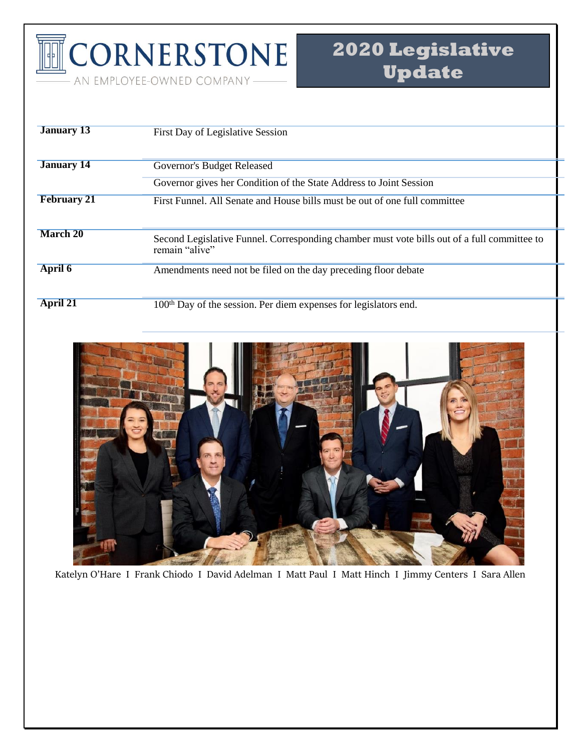CORNERSTONE

AN EMPLOYEE-OWNED COMPANY

# 2020 Legislative Update

| | |
|---|---|
| **January 13** | First Day of Legislative Session |
| **January 14** | Governor's Budget Released |
| | Governor gives her Condition of the State Address to Joint Session |
| **February 21** | First Funnel. All Senate and House bills must be out of one full committee |
| **March 20** | Second Legislative Funnel. Corresponding chamber must vote bills out of a full committee to remain "alive" |
| **April 6** | Amendments need not be filed on the day preceding floor debate |
| **April 21** | 100th Day of the session. Per diem expenses for legislators end. |

Katelyn O'Hare I Frank Chiodo I David Adelman I Matt Paul I Matt Hinch I Jimmy Centers I Sara Allen